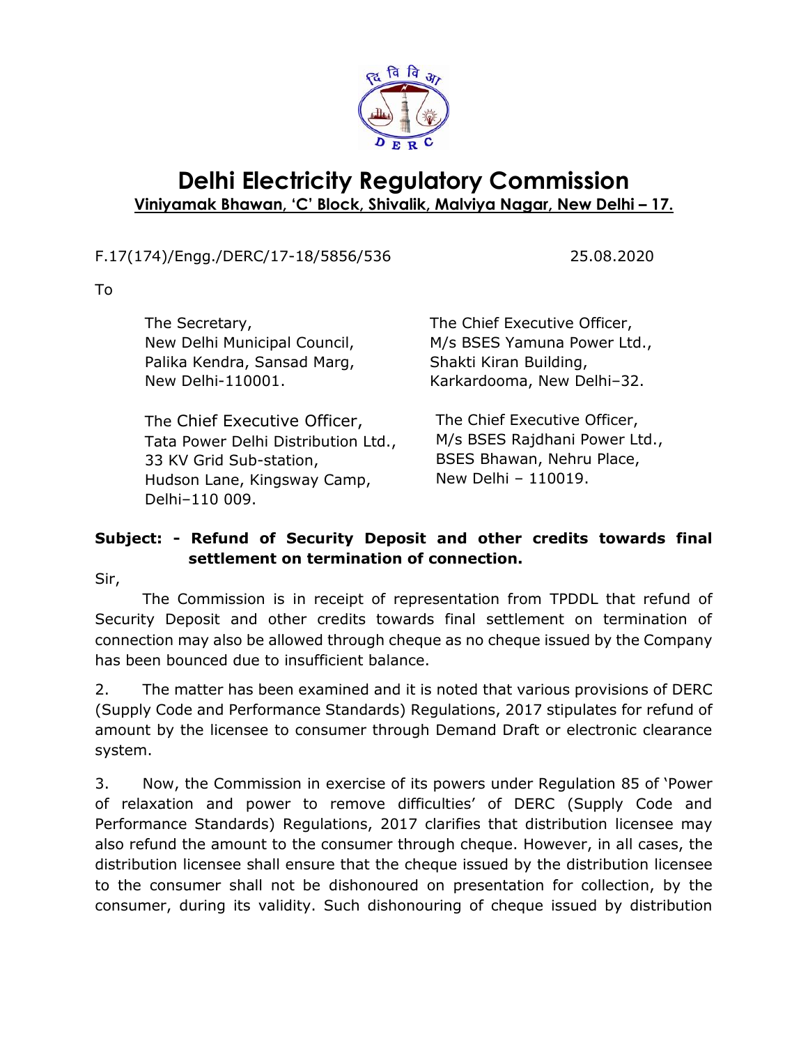# Delhi Electricity Regulatory Commission

**Viniyamak Bhawan, 'C' Block, Shivalik, Malviya Nagar, New Delhi – 17.**

F.17(174)/Engg./DERC/17-18/5856/536 25.08.2020

To

The Secretary,
New Delhi Municipal Council,
Palika Kendra, Sansad Marg,
New Delhi-110001.

The Chief Executive Officer,
M/s BSES Yamuna Power Ltd.,
Shakti Kiran Building,
Karkardooma, New Delhi–32.

The Chief Executive Officer,
Tata Power Delhi Distribution Ltd.,
33 KV Grid Sub-station,
Hudson Lane, Kingsway Camp,
Delhi–110 009.

The Chief Executive Officer,
M/s BSES Rajdhani Power Ltd.,
BSES Bhawan, Nehru Place,
New Delhi – 110019.

**Subject: - Refund of Security Deposit and other credits towards final settlement on termination of connection.**

Sir,

The Commission is in receipt of representation from TPDDL that refund of Security Deposit and other credits towards final settlement on termination of connection may also be allowed through cheque as no cheque issued by the Company has been bounced due to insufficient balance.

2. The matter has been examined and it is noted that various provisions of DERC (Supply Code and Performance Standards) Regulations, 2017 stipulates for refund of amount by the licensee to consumer through Demand Draft or electronic clearance system.

3. Now, the Commission in exercise of its powers under Regulation 85 of 'Power of relaxation and power to remove difficulties' of DERC (Supply Code and Performance Standards) Regulations, 2017 clarifies that distribution licensee may also refund the amount to the consumer through cheque. However, in all cases, the distribution licensee shall ensure that the cheque issued by the distribution licensee to the consumer shall not be dishonoured on presentation for collection, by the consumer, during its validity. Such dishonouring of cheque issued by distribution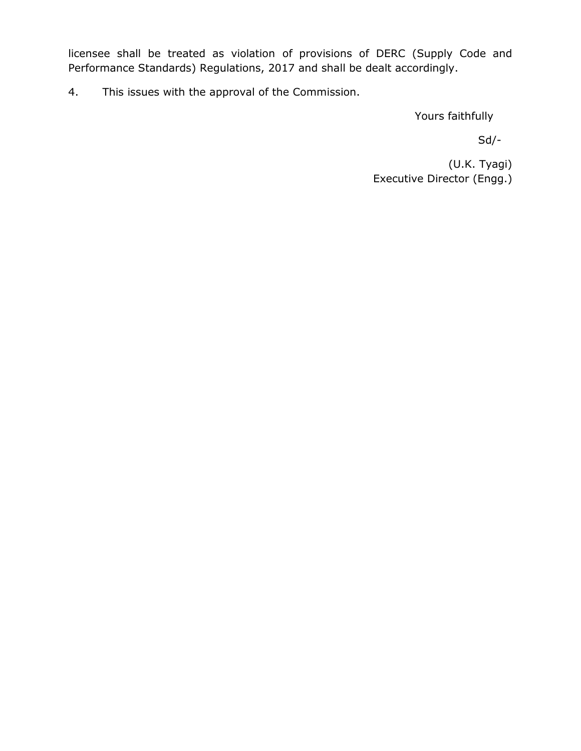licensee shall be treated as violation of provisions of DERC (Supply Code and Performance Standards) Regulations, 2017 and shall be dealt accordingly.

4. This issues with the approval of the Commission.

Yours faithfully

Sd/-

(U.K. Tyagi)
Executive Director (Engg.)